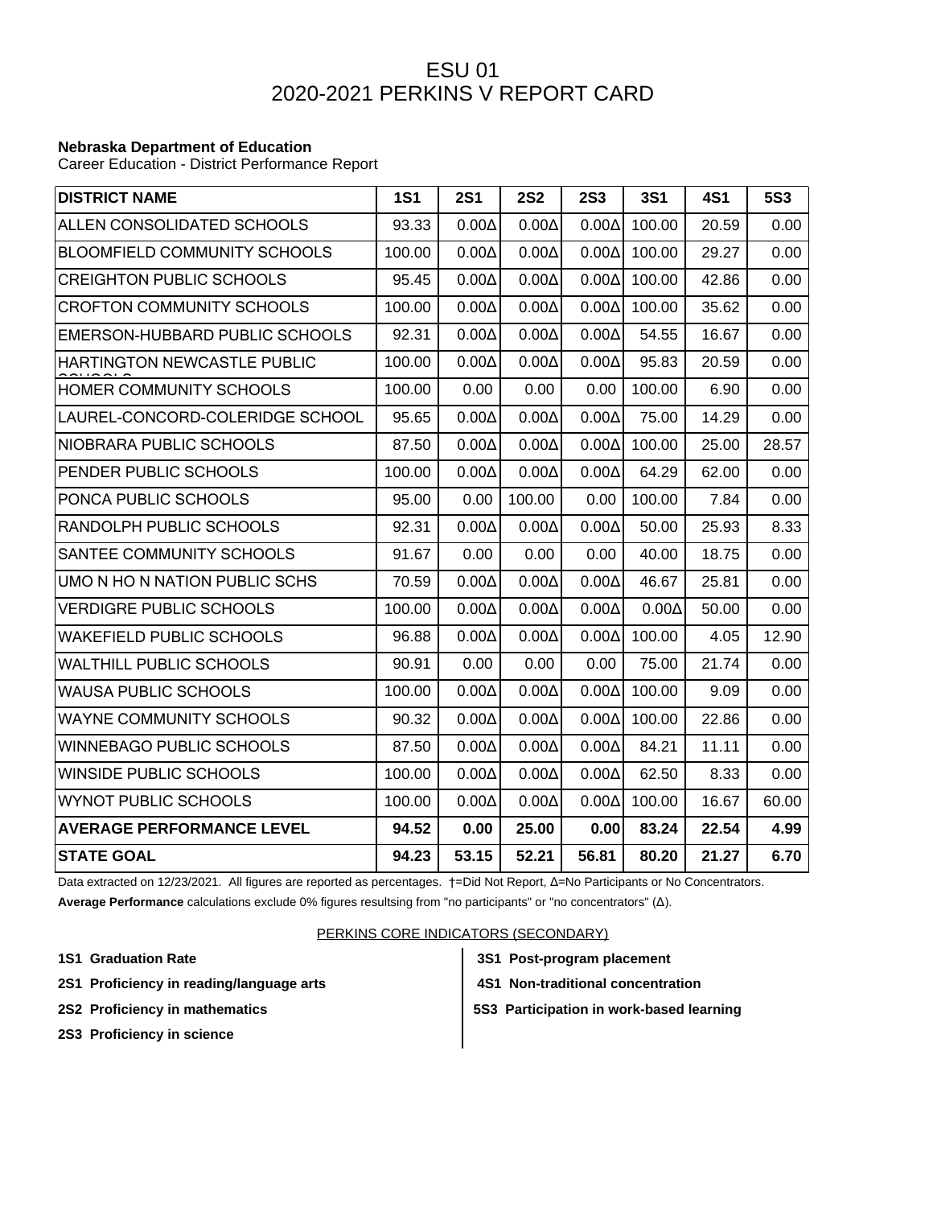# ESU 01
# 2020-2021 PERKINS V REPORT CARD

**Nebraska Department of Education**
Career Education - District Performance Report

| DISTRICT NAME | 1S1 | 2S1 | 2S2 | 2S3 | 3S1 | 4S1 | 5S3 |
|---|---|---|---|---|---|---|---|
| ALLEN CONSOLIDATED SCHOOLS | 93.33 | 0.00Δ | 0.00Δ | 0.00Δ | 100.00 | 20.59 | 0.00 |
| BLOOMFIELD COMMUNITY SCHOOLS | 100.00 | 0.00Δ | 0.00Δ | 0.00Δ | 100.00 | 29.27 | 0.00 |
| CREIGHTON PUBLIC SCHOOLS | 95.45 | 0.00Δ | 0.00Δ | 0.00Δ | 100.00 | 42.86 | 0.00 |
| CROFTON COMMUNITY SCHOOLS | 100.00 | 0.00Δ | 0.00Δ | 0.00Δ | 100.00 | 35.62 | 0.00 |
| EMERSON-HUBBARD PUBLIC SCHOOLS | 92.31 | 0.00Δ | 0.00Δ | 0.00Δ | 54.55 | 16.67 | 0.00 |
| HARTINGTON NEWCASTLE PUBLIC SCHOOLS | 100.00 | 0.00Δ | 0.00Δ | 0.00Δ | 95.83 | 20.59 | 0.00 |
| HOMER COMMUNITY SCHOOLS | 100.00 | 0.00 | 0.00 | 0.00 | 100.00 | 6.90 | 0.00 |
| LAUREL-CONCORD-COLERIDGE SCHOOL | 95.65 | 0.00Δ | 0.00Δ | 0.00Δ | 75.00 | 14.29 | 0.00 |
| NIOBRARA PUBLIC SCHOOLS | 87.50 | 0.00Δ | 0.00Δ | 0.00Δ | 100.00 | 25.00 | 28.57 |
| PENDER PUBLIC SCHOOLS | 100.00 | 0.00Δ | 0.00Δ | 0.00Δ | 64.29 | 62.00 | 0.00 |
| PONCA PUBLIC SCHOOLS | 95.00 | 0.00 | 100.00 | 0.00 | 100.00 | 7.84 | 0.00 |
| RANDOLPH PUBLIC SCHOOLS | 92.31 | 0.00Δ | 0.00Δ | 0.00Δ | 50.00 | 25.93 | 8.33 |
| SANTEE COMMUNITY SCHOOLS | 91.67 | 0.00 | 0.00 | 0.00 | 40.00 | 18.75 | 0.00 |
| UMO N HO N NATION PUBLIC SCHS | 70.59 | 0.00Δ | 0.00Δ | 0.00Δ | 46.67 | 25.81 | 0.00 |
| VERDIGRE PUBLIC SCHOOLS | 100.00 | 0.00Δ | 0.00Δ | 0.00Δ | 0.00Δ | 50.00 | 0.00 |
| WAKEFIELD PUBLIC SCHOOLS | 96.88 | 0.00Δ | 0.00Δ | 0.00Δ | 100.00 | 4.05 | 12.90 |
| WALTHILL PUBLIC SCHOOLS | 90.91 | 0.00 | 0.00 | 0.00 | 75.00 | 21.74 | 0.00 |
| WAUSA PUBLIC SCHOOLS | 100.00 | 0.00Δ | 0.00Δ | 0.00Δ | 100.00 | 9.09 | 0.00 |
| WAYNE COMMUNITY SCHOOLS | 90.32 | 0.00Δ | 0.00Δ | 0.00Δ | 100.00 | 22.86 | 0.00 |
| WINNEBAGO PUBLIC SCHOOLS | 87.50 | 0.00Δ | 0.00Δ | 0.00Δ | 84.21 | 11.11 | 0.00 |
| WINSIDE PUBLIC SCHOOLS | 100.00 | 0.00Δ | 0.00Δ | 0.00Δ | 62.50 | 8.33 | 0.00 |
| WYNOT PUBLIC SCHOOLS | 100.00 | 0.00Δ | 0.00Δ | 0.00Δ | 100.00 | 16.67 | 60.00 |
| **AVERAGE PERFORMANCE LEVEL** | **94.52** | **0.00** | **25.00** | **0.00** | **83.24** | **22.54** | **4.99** |
| **STATE GOAL** | **94.23** | **53.15** | **52.21** | **56.81** | **80.20** | **21.27** | **6.70** |

Data extracted on 12/23/2021. All figures are reported as percentages. †=Did Not Report, Δ=No Participants or No Concentrators.

**Average Performance** calculations exclude 0% figures resultsing from "no participants" or "no concentrators" (Δ).

PERKINS CORE INDICATORS (SECONDARY)

- **1S1 Graduation Rate**
- **2S1 Proficiency in reading/language arts**
- **2S2 Proficiency in mathematics**
- **2S3 Proficiency in science**
- **3S1 Post-program placement**
- **4S1 Non-traditional concentration**
- **5S3 Participation in work-based learning**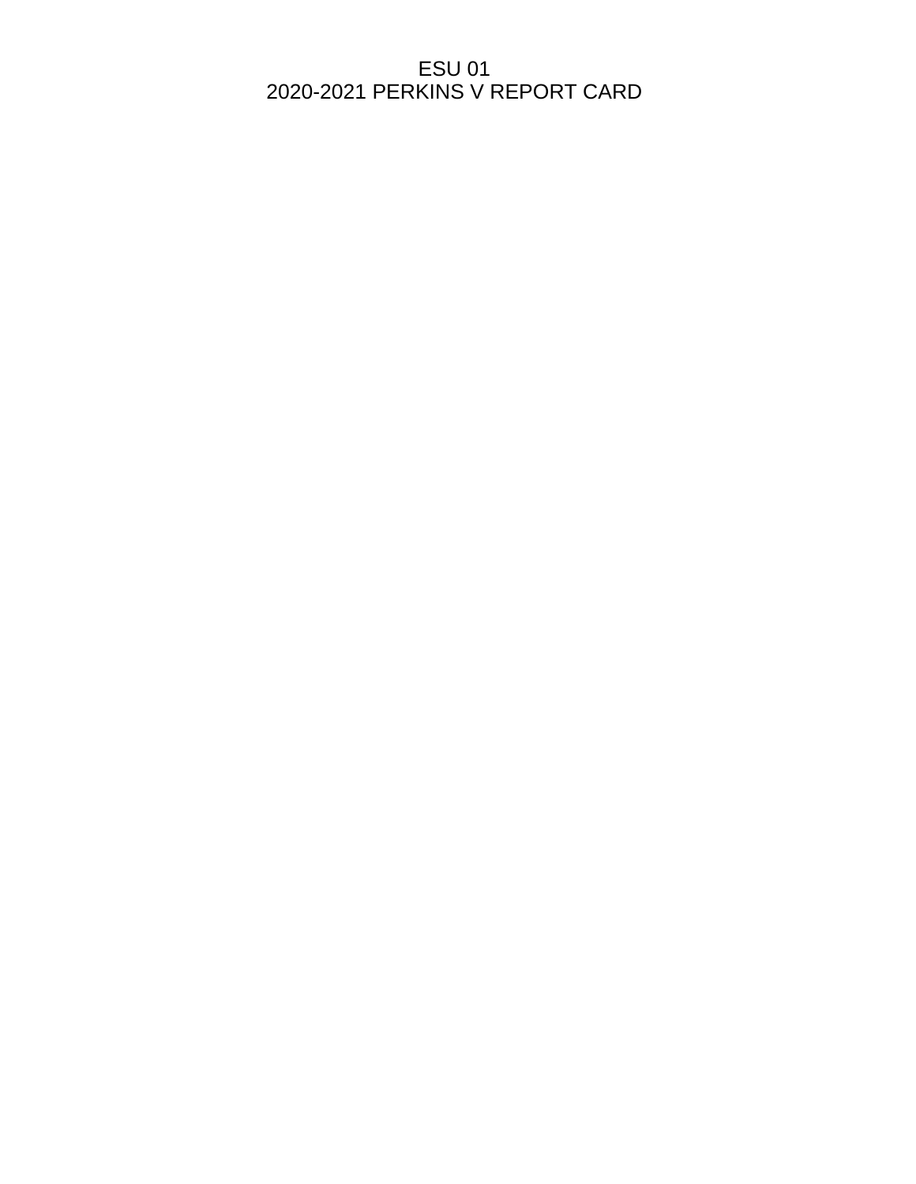# ESU 01
## 2020-2021 PERKINS V REPORT CARD